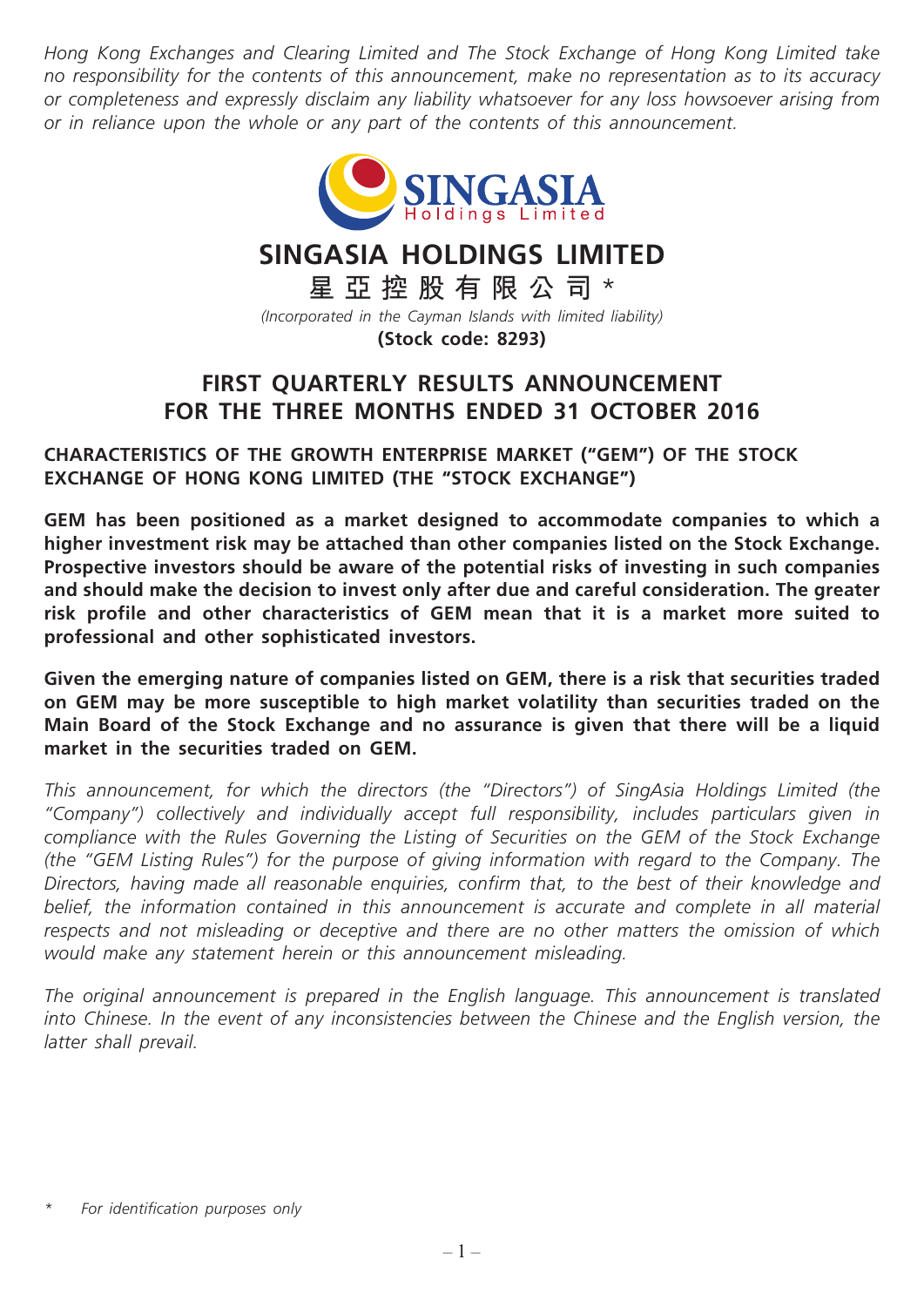*Hong Kong Exchanges and Clearing Limited and The Stock Exchange of Hong Kong Limited take no responsibility for the contents of this announcement, make no representation as to its accuracy or completeness and expressly disclaim any liability whatsoever for any loss howsoever arising from or in reliance upon the whole or any part of the contents of this announcement.*

# SINGASIA HOLDINGS LIMITED

**星亞控股有限公司** *

*(Incorporated in the Cayman Islands with limited liability)*

**(Stock code: 8293)**

# FIRST QUARTERLY RESULTS ANNOUNCEMENT FOR THE THREE MONTHS ENDED 31 OCTOBER 2016

## CHARACTERISTICS OF THE GROWTH ENTERPRISE MARKET ("GEM") OF THE STOCK EXCHANGE OF HONG KONG LIMITED (THE "STOCK EXCHANGE")

**GEM has been positioned as a market designed to accommodate companies to which a higher investment risk may be attached than other companies listed on the Stock Exchange. Prospective investors should be aware of the potential risks of investing in such companies and should make the decision to invest only after due and careful consideration. The greater risk profile and other characteristics of GEM mean that it is a market more suited to professional and other sophisticated investors.**

**Given the emerging nature of companies listed on GEM, there is a risk that securities traded on GEM may be more susceptible to high market volatility than securities traded on the Main Board of the Stock Exchange and no assurance is given that there will be a liquid market in the securities traded on GEM.**

*This announcement, for which the directors (the "Directors") of SingAsia Holdings Limited (the "Company") collectively and individually accept full responsibility, includes particulars given in compliance with the Rules Governing the Listing of Securities on the GEM of the Stock Exchange (the "GEM Listing Rules") for the purpose of giving information with regard to the Company. The Directors, having made all reasonable enquiries, confirm that, to the best of their knowledge and belief, the information contained in this announcement is accurate and complete in all material respects and not misleading or deceptive and there are no other matters the omission of which would make any statement herein or this announcement misleading.*

*The original announcement is prepared in the English language. This announcement is translated into Chinese. In the event of any inconsistencies between the Chinese and the English version, the latter shall prevail.*

\* *For identification purposes only*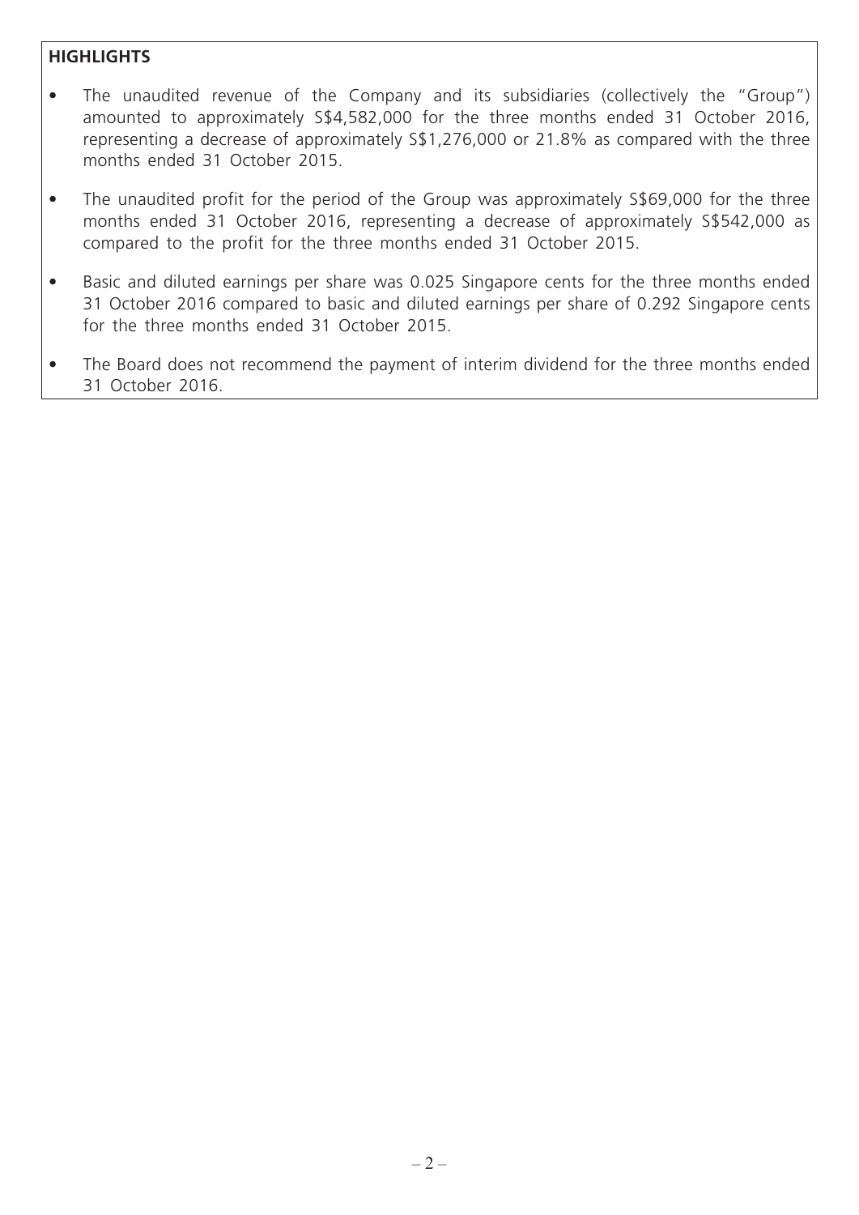## HIGHLIGHTS

- The unaudited revenue of the Company and its subsidiaries (collectively the "Group") amounted to approximately S$4,582,000 for the three months ended 31 October 2016, representing a decrease of approximately S$1,276,000 or 21.8% as compared with the three months ended 31 October 2015.
- The unaudited profit for the period of the Group was approximately S$69,000 for the three months ended 31 October 2016, representing a decrease of approximately S$542,000 as compared to the profit for the three months ended 31 October 2015.
- Basic and diluted earnings per share was 0.025 Singapore cents for the three months ended 31 October 2016 compared to basic and diluted earnings per share of 0.292 Singapore cents for the three months ended 31 October 2015.
- The Board does not recommend the payment of interim dividend for the three months ended 31 October 2016.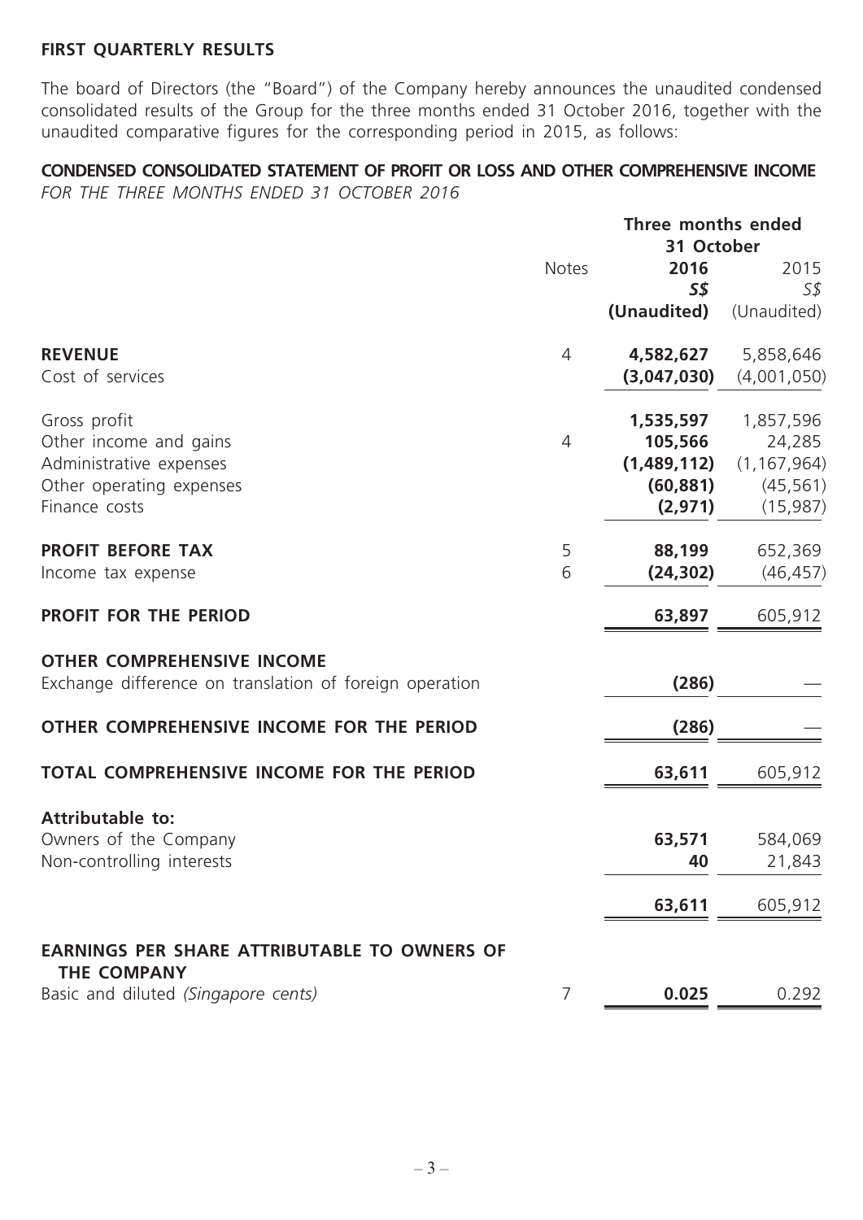## FIRST QUARTERLY RESULTS

The board of Directors (the "Board") of the Company hereby announces the unaudited condensed consolidated results of the Group for the three months ended 31 October 2016, together with the unaudited comparative figures for the corresponding period in 2015, as follows:

### CONDENSED CONSOLIDATED STATEMENT OF PROFIT OR LOSS AND OTHER COMPREHENSIVE INCOME

*FOR THE THREE MONTHS ENDED 31 OCTOBER 2016*

| | Notes | Three months ended 31 October | |
|---|---|---|---|
| | | **2016** | 2015 |
| | | ***S$*** | *S$* |
| | | **(Unaudited)** | (Unaudited) |
| **REVENUE** | 4 | **4,582,627** | 5,858,646 |
| Cost of services | | **(3,047,030)** | (4,001,050) |
| Gross profit | | **1,535,597** | 1,857,596 |
| Other income and gains | 4 | **105,566** | 24,285 |
| Administrative expenses | | **(1,489,112)** | (1,167,964) |
| Other operating expenses | | **(60,881)** | (45,561) |
| Finance costs | | **(2,971)** | (15,987) |
| **PROFIT BEFORE TAX** | 5 | **88,199** | 652,369 |
| Income tax expense | 6 | **(24,302)** | (46,457) |
| **PROFIT FOR THE PERIOD** | | **63,897** | 605,912 |
| **OTHER COMPREHENSIVE INCOME** | | | |
| Exchange difference on translation of foreign operation | | **(286)** | — |
| **OTHER COMPREHENSIVE INCOME FOR THE PERIOD** | | **(286)** | — |
| **TOTAL COMPREHENSIVE INCOME FOR THE PERIOD** | | **63,611** | 605,912 |
| **Attributable to:** | | | |
| Owners of the Company | | **63,571** | 584,069 |
| Non-controlling interests | | **40** | 21,843 |
| | | **63,611** | 605,912 |
| **EARNINGS PER SHARE ATTRIBUTABLE TO OWNERS OF THE COMPANY** | | | |
| Basic and diluted *(Singapore cents)* | 7 | **0.025** | 0.292 |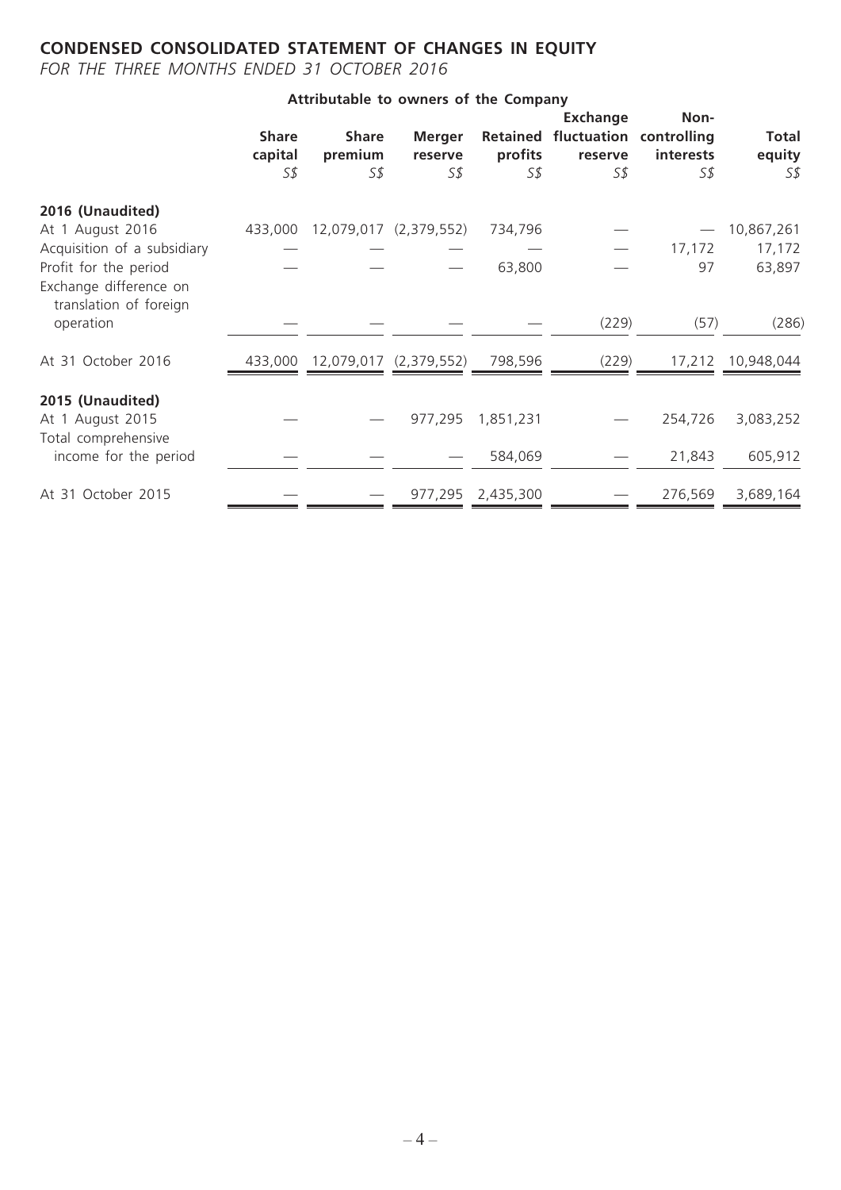## CONDENSED CONSOLIDATED STATEMENT OF CHANGES IN EQUITY

*FOR THE THREE MONTHS ENDED 31 OCTOBER 2016*

| | Attributable to owners of the Company | | | | | | |
|---|---|---|---|---|---|---|---|
| | **Share capital** | **Share premium** | **Merger reserve** | **Retained profits** | **Exchange fluctuation reserve** | **Non-controlling interests** | **Total equity** |
| | *S$* | *S$* | *S$* | *S$* | *S$* | *S$* | *S$* |
| **2016 (Unaudited)** | | | | | | | |
| At 1 August 2016 | 433,000 | 12,079,017 | (2,379,552) | 734,796 | — | — | 10,867,261 |
| Acquisition of a subsidiary | — | — | — | — | — | 17,172 | 17,172 |
| Profit for the period | — | — | — | 63,800 | — | 97 | 63,897 |
| Exchange difference on translation of foreign operation | — | — | — | — | (229) | (57) | (286) |
| At 31 October 2016 | 433,000 | 12,079,017 | (2,379,552) | 798,596 | (229) | 17,212 | 10,948,044 |
| **2015 (Unaudited)** | | | | | | | |
| At 1 August 2015 | — | — | 977,295 | 1,851,231 | — | 254,726 | 3,083,252 |
| Total comprehensive income for the period | — | — | — | 584,069 | — | 21,843 | 605,912 |
| At 31 October 2015 | — | — | 977,295 | 2,435,300 | — | 276,569 | 3,689,164 |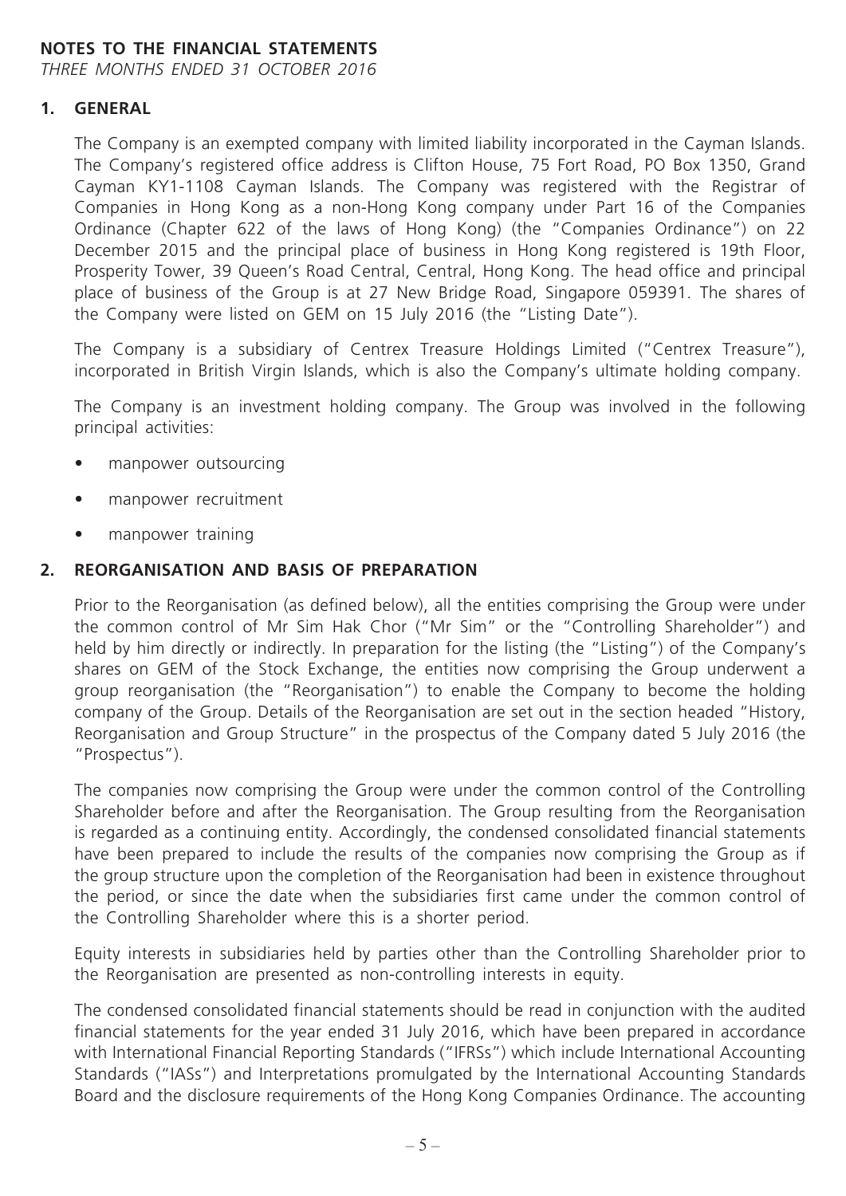**NOTES TO THE FINANCIAL STATEMENTS**

*THREE MONTHS ENDED 31 OCTOBER 2016*

## 1. GENERAL

The Company is an exempted company with limited liability incorporated in the Cayman Islands. The Company's registered office address is Clifton House, 75 Fort Road, PO Box 1350, Grand Cayman KY1-1108 Cayman Islands. The Company was registered with the Registrar of Companies in Hong Kong as a non-Hong Kong company under Part 16 of the Companies Ordinance (Chapter 622 of the laws of Hong Kong) (the "Companies Ordinance") on 22 December 2015 and the principal place of business in Hong Kong registered is 19th Floor, Prosperity Tower, 39 Queen's Road Central, Central, Hong Kong. The head office and principal place of business of the Group is at 27 New Bridge Road, Singapore 059391. The shares of the Company were listed on GEM on 15 July 2016 (the "Listing Date").

The Company is a subsidiary of Centrex Treasure Holdings Limited ("Centrex Treasure"), incorporated in British Virgin Islands, which is also the Company's ultimate holding company.

The Company is an investment holding company. The Group was involved in the following principal activities:

- manpower outsourcing
- manpower recruitment
- manpower training

## 2. REORGANISATION AND BASIS OF PREPARATION

Prior to the Reorganisation (as defined below), all the entities comprising the Group were under the common control of Mr Sim Hak Chor ("Mr Sim" or the "Controlling Shareholder") and held by him directly or indirectly. In preparation for the listing (the "Listing") of the Company's shares on GEM of the Stock Exchange, the entities now comprising the Group underwent a group reorganisation (the "Reorganisation") to enable the Company to become the holding company of the Group. Details of the Reorganisation are set out in the section headed "History, Reorganisation and Group Structure" in the prospectus of the Company dated 5 July 2016 (the "Prospectus").

The companies now comprising the Group were under the common control of the Controlling Shareholder before and after the Reorganisation. The Group resulting from the Reorganisation is regarded as a continuing entity. Accordingly, the condensed consolidated financial statements have been prepared to include the results of the companies now comprising the Group as if the group structure upon the completion of the Reorganisation had been in existence throughout the period, or since the date when the subsidiaries first came under the common control of the Controlling Shareholder where this is a shorter period.

Equity interests in subsidiaries held by parties other than the Controlling Shareholder prior to the Reorganisation are presented as non-controlling interests in equity.

The condensed consolidated financial statements should be read in conjunction with the audited financial statements for the year ended 31 July 2016, which have been prepared in accordance with International Financial Reporting Standards ("IFRSs") which include International Accounting Standards ("IASs") and Interpretations promulgated by the International Accounting Standards Board and the disclosure requirements of the Hong Kong Companies Ordinance. The accounting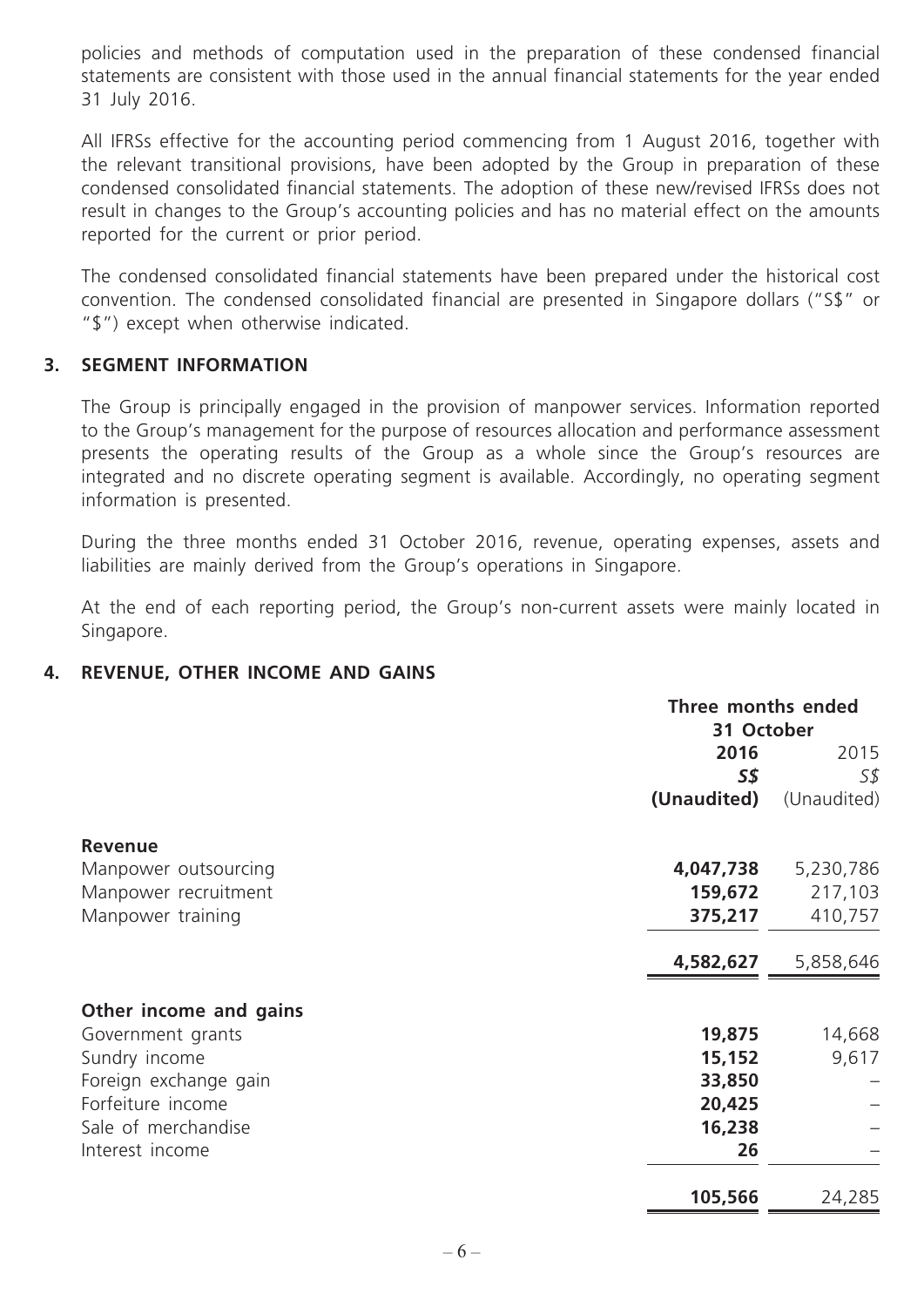policies and methods of computation used in the preparation of these condensed financial statements are consistent with those used in the annual financial statements for the year ended 31 July 2016.

All IFRSs effective for the accounting period commencing from 1 August 2016, together with the relevant transitional provisions, have been adopted by the Group in preparation of these condensed consolidated financial statements. The adoption of these new/revised IFRSs does not result in changes to the Group's accounting policies and has no material effect on the amounts reported for the current or prior period.

The condensed consolidated financial statements have been prepared under the historical cost convention. The condensed consolidated financial are presented in Singapore dollars ("S$" or "$") except when otherwise indicated.

## 3. SEGMENT INFORMATION

The Group is principally engaged in the provision of manpower services. Information reported to the Group's management for the purpose of resources allocation and performance assessment presents the operating results of the Group as a whole since the Group's resources are integrated and no discrete operating segment is available. Accordingly, no operating segment information is presented.

During the three months ended 31 October 2016, revenue, operating expenses, assets and liabilities are mainly derived from the Group's operations in Singapore.

At the end of each reporting period, the Group's non-current assets were mainly located in Singapore.

## 4. REVENUE, OTHER INCOME AND GAINS

| | **Three months ended 31 October** | |
|---|---|---|
| | **2016** | 2015 |
| | **S$** | S$ |
| | **(Unaudited)** | (Unaudited) |
| **Revenue** | | |
| Manpower outsourcing | **4,047,738** | 5,230,786 |
| Manpower recruitment | **159,672** | 217,103 |
| Manpower training | **375,217** | 410,757 |
| | **4,582,627** | 5,858,646 |
| **Other income and gains** | | |
| Government grants | **19,875** | 14,668 |
| Sundry income | **15,152** | 9,617 |
| Foreign exchange gain | **33,850** | – |
| Forfeiture income | **20,425** | – |
| Sale of merchandise | **16,238** | – |
| Interest income | **26** | – |
| | **105,566** | 24,285 |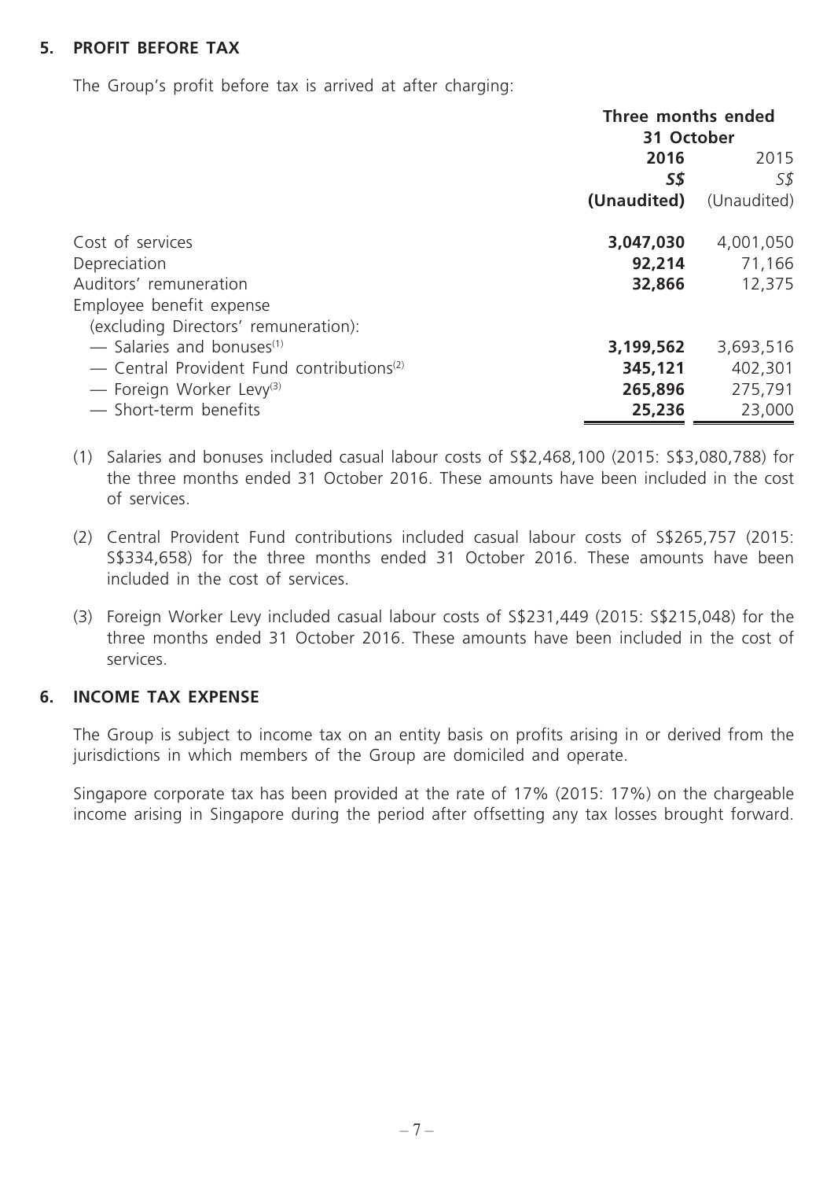## 5. PROFIT BEFORE TAX

The Group's profit before tax is arrived at after charging:

| | Three months ended 31 October | |
|---|---|---|
| | **2016** | 2015 |
| | ***S$*** | *S$* |
| | **(Unaudited)** | (Unaudited) |
| Cost of services | **3,047,030** | 4,001,050 |
| Depreciation | **92,214** | 71,166 |
| Auditors' remuneration | **32,866** | 12,375 |
| Employee benefit expense (excluding Directors' remuneration): | | |
| — Salaries and bonuses[(1)] | **3,199,562** | 3,693,516 |
| — Central Provident Fund contributions[(2)] | **345,121** | 402,301 |
| — Foreign Worker Levy[(3)] | **265,896** | 275,791 |
| — Short-term benefits | **25,236** | 23,000 |

(1) Salaries and bonuses included casual labour costs of S$2,468,100 (2015: S$3,080,788) for the three months ended 31 October 2016. These amounts have been included in the cost of services.

(2) Central Provident Fund contributions included casual labour costs of S$265,757 (2015: S$334,658) for the three months ended 31 October 2016. These amounts have been included in the cost of services.

(3) Foreign Worker Levy included casual labour costs of S$231,449 (2015: S$215,048) for the three months ended 31 October 2016. These amounts have been included in the cost of services.

## 6. INCOME TAX EXPENSE

The Group is subject to income tax on an entity basis on profits arising in or derived from the jurisdictions in which members of the Group are domiciled and operate.

Singapore corporate tax has been provided at the rate of 17% (2015: 17%) on the chargeable income arising in Singapore during the period after offsetting any tax losses brought forward.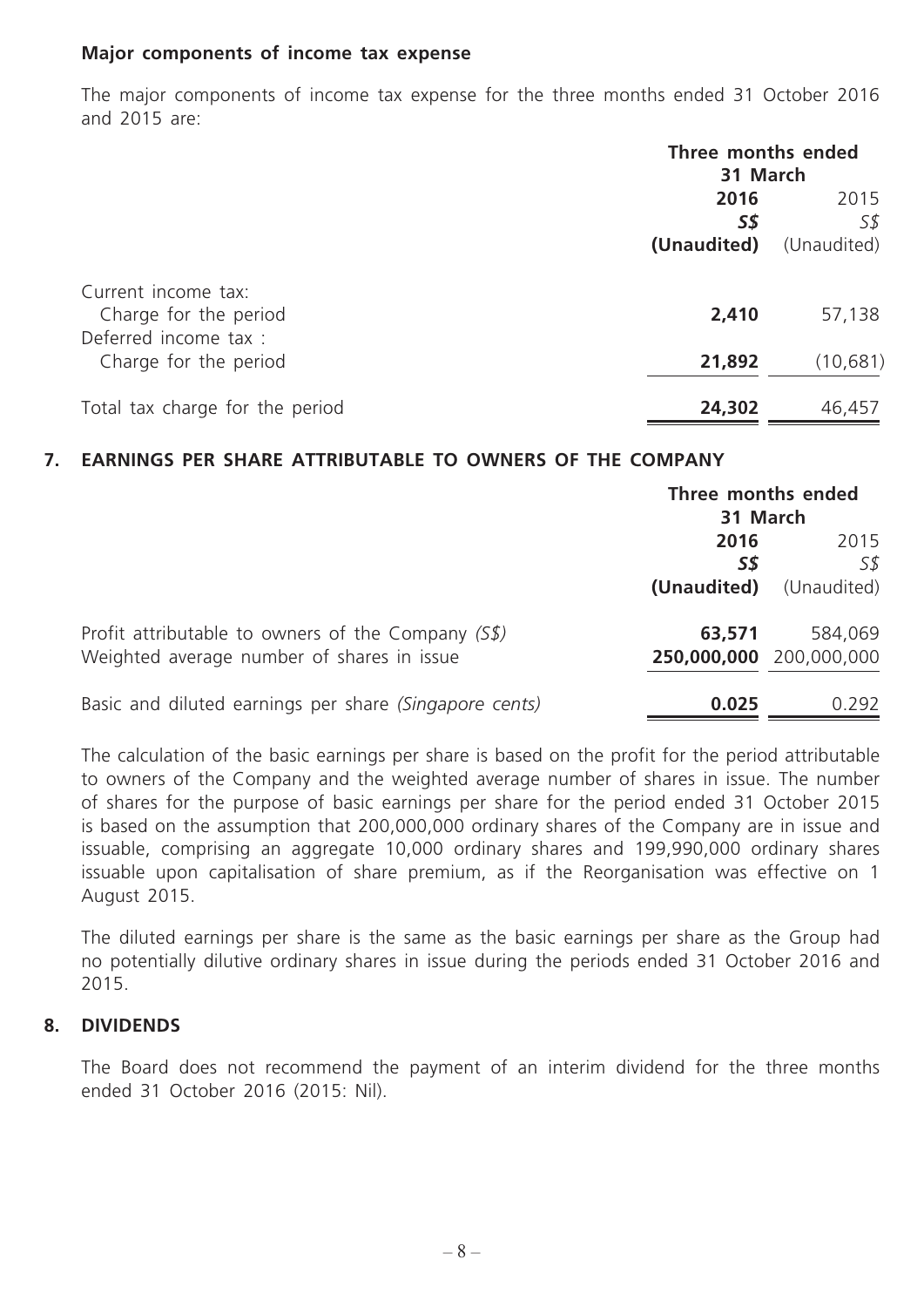**Major components of income tax expense**

The major components of income tax expense for the three months ended 31 October 2016 and 2015 are:

| | Three months ended 31 March | |
|---|---|---|
| | **2016** | 2015 |
| | ***S$*** | *S$* |
| | **(Unaudited)** | (Unaudited) |
| Current income tax: | | |
| Charge for the period | **2,410** | 57,138 |
| Deferred income tax : | | |
| Charge for the period | **21,892** | (10,681) |
| Total tax charge for the period | **24,302** | 46,457 |

## 7. EARNINGS PER SHARE ATTRIBUTABLE TO OWNERS OF THE COMPANY

| | Three months ended 31 March | |
|---|---|---|
| | **2016** | 2015 |
| | ***S$*** | *S$* |
| | **(Unaudited)** | (Unaudited) |
| Profit attributable to owners of the Company *(S$)* | **63,571** | 584,069 |
| Weighted average number of shares in issue | **250,000,000** | 200,000,000 |
| Basic and diluted earnings per share *(Singapore cents)* | **0.025** | 0.292 |

The calculation of the basic earnings per share is based on the profit for the period attributable to owners of the Company and the weighted average number of shares in issue. The number of shares for the purpose of basic earnings per share for the period ended 31 October 2015 is based on the assumption that 200,000,000 ordinary shares of the Company are in issue and issuable, comprising an aggregate 10,000 ordinary shares and 199,990,000 ordinary shares issuable upon capitalisation of share premium, as if the Reorganisation was effective on 1 August 2015.

The diluted earnings per share is the same as the basic earnings per share as the Group had no potentially dilutive ordinary shares in issue during the periods ended 31 October 2016 and 2015.

## 8. DIVIDENDS

The Board does not recommend the payment of an interim dividend for the three months ended 31 October 2016 (2015: Nil).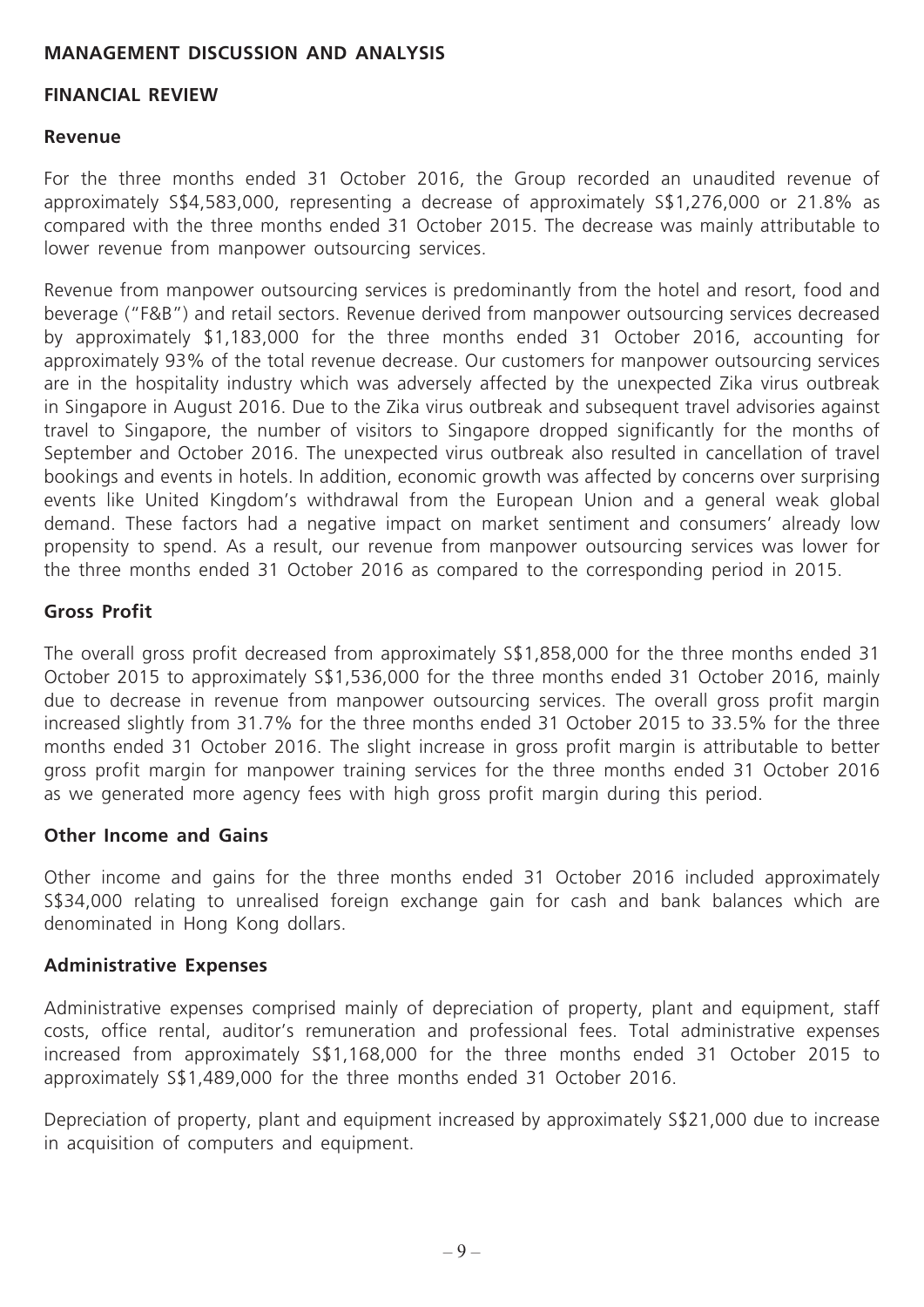## MANAGEMENT DISCUSSION AND ANALYSIS

### FINANCIAL REVIEW

#### Revenue

For the three months ended 31 October 2016, the Group recorded an unaudited revenue of approximately S$4,583,000, representing a decrease of approximately S$1,276,000 or 21.8% as compared with the three months ended 31 October 2015. The decrease was mainly attributable to lower revenue from manpower outsourcing services.

Revenue from manpower outsourcing services is predominantly from the hotel and resort, food and beverage ("F&B") and retail sectors. Revenue derived from manpower outsourcing services decreased by approximately $1,183,000 for the three months ended 31 October 2016, accounting for approximately 93% of the total revenue decrease. Our customers for manpower outsourcing services are in the hospitality industry which was adversely affected by the unexpected Zika virus outbreak in Singapore in August 2016. Due to the Zika virus outbreak and subsequent travel advisories against travel to Singapore, the number of visitors to Singapore dropped significantly for the months of September and October 2016. The unexpected virus outbreak also resulted in cancellation of travel bookings and events in hotels. In addition, economic growth was affected by concerns over surprising events like United Kingdom's withdrawal from the European Union and a general weak global demand. These factors had a negative impact on market sentiment and consumers' already low propensity to spend. As a result, our revenue from manpower outsourcing services was lower for the three months ended 31 October 2016 as compared to the corresponding period in 2015.

#### Gross Profit

The overall gross profit decreased from approximately S$1,858,000 for the three months ended 31 October 2015 to approximately S$1,536,000 for the three months ended 31 October 2016, mainly due to decrease in revenue from manpower outsourcing services. The overall gross profit margin increased slightly from 31.7% for the three months ended 31 October 2015 to 33.5% for the three months ended 31 October 2016. The slight increase in gross profit margin is attributable to better gross profit margin for manpower training services for the three months ended 31 October 2016 as we generated more agency fees with high gross profit margin during this period.

#### Other Income and Gains

Other income and gains for the three months ended 31 October 2016 included approximately S$34,000 relating to unrealised foreign exchange gain for cash and bank balances which are denominated in Hong Kong dollars.

#### Administrative Expenses

Administrative expenses comprised mainly of depreciation of property, plant and equipment, staff costs, office rental, auditor's remuneration and professional fees. Total administrative expenses increased from approximately S$1,168,000 for the three months ended 31 October 2015 to approximately S$1,489,000 for the three months ended 31 October 2016.

Depreciation of property, plant and equipment increased by approximately S$21,000 due to increase in acquisition of computers and equipment.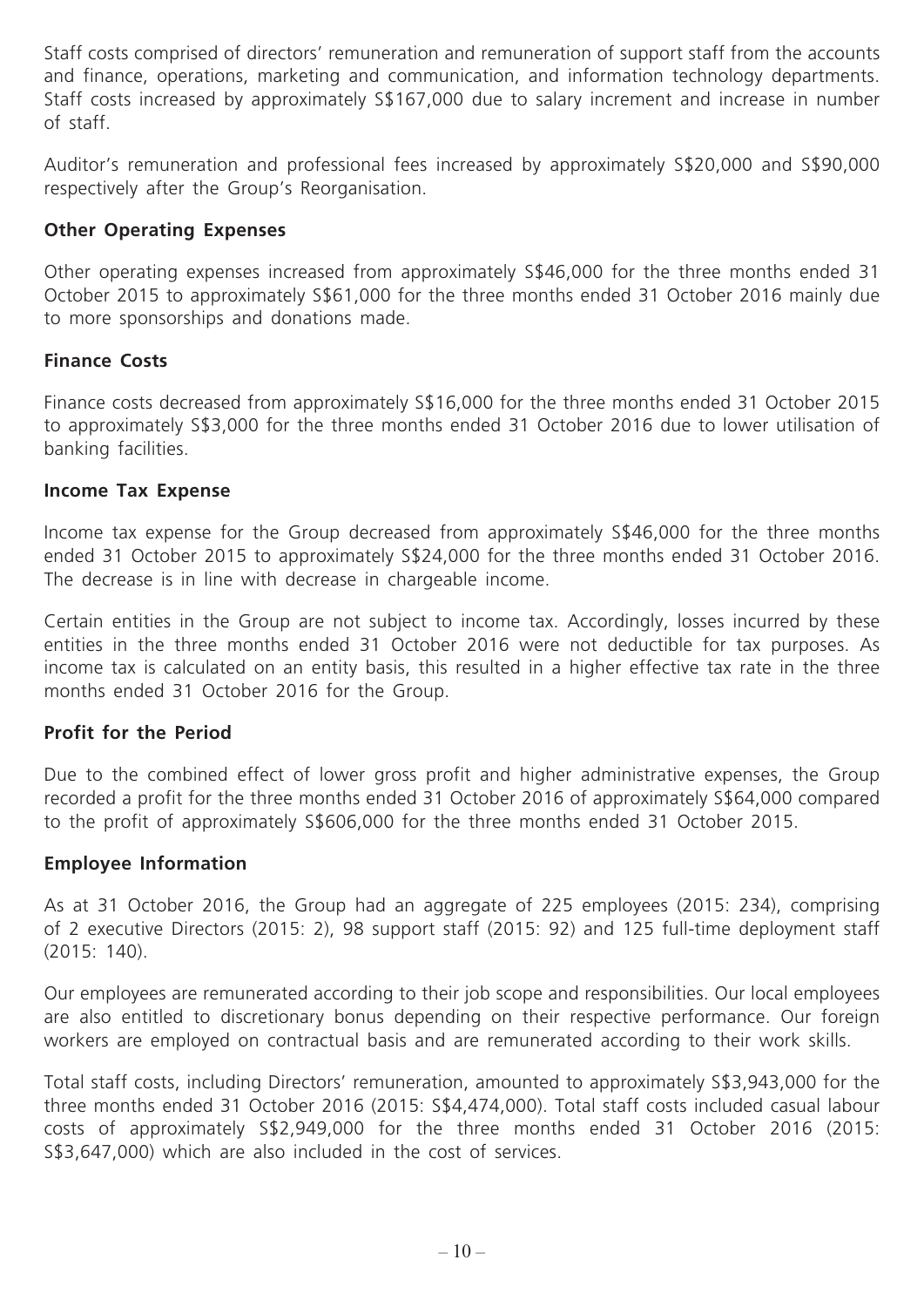Staff costs comprised of directors' remuneration and remuneration of support staff from the accounts and finance, operations, marketing and communication, and information technology departments. Staff costs increased by approximately S$167,000 due to salary increment and increase in number of staff.

Auditor's remuneration and professional fees increased by approximately S$20,000 and S$90,000 respectively after the Group's Reorganisation.

### Other Operating Expenses

Other operating expenses increased from approximately S$46,000 for the three months ended 31 October 2015 to approximately S$61,000 for the three months ended 31 October 2016 mainly due to more sponsorships and donations made.

### Finance Costs

Finance costs decreased from approximately S$16,000 for the three months ended 31 October 2015 to approximately S$3,000 for the three months ended 31 October 2016 due to lower utilisation of banking facilities.

### Income Tax Expense

Income tax expense for the Group decreased from approximately S$46,000 for the three months ended 31 October 2015 to approximately S$24,000 for the three months ended 31 October 2016. The decrease is in line with decrease in chargeable income.

Certain entities in the Group are not subject to income tax. Accordingly, losses incurred by these entities in the three months ended 31 October 2016 were not deductible for tax purposes. As income tax is calculated on an entity basis, this resulted in a higher effective tax rate in the three months ended 31 October 2016 for the Group.

### Profit for the Period

Due to the combined effect of lower gross profit and higher administrative expenses, the Group recorded a profit for the three months ended 31 October 2016 of approximately S$64,000 compared to the profit of approximately S$606,000 for the three months ended 31 October 2015.

### Employee Information

As at 31 October 2016, the Group had an aggregate of 225 employees (2015: 234), comprising of 2 executive Directors (2015: 2), 98 support staff (2015: 92) and 125 full-time deployment staff (2015: 140).

Our employees are remunerated according to their job scope and responsibilities. Our local employees are also entitled to discretionary bonus depending on their respective performance. Our foreign workers are employed on contractual basis and are remunerated according to their work skills.

Total staff costs, including Directors' remuneration, amounted to approximately S$3,943,000 for the three months ended 31 October 2016 (2015: S$4,474,000). Total staff costs included casual labour costs of approximately S$2,949,000 for the three months ended 31 October 2016 (2015: S$3,647,000) which are also included in the cost of services.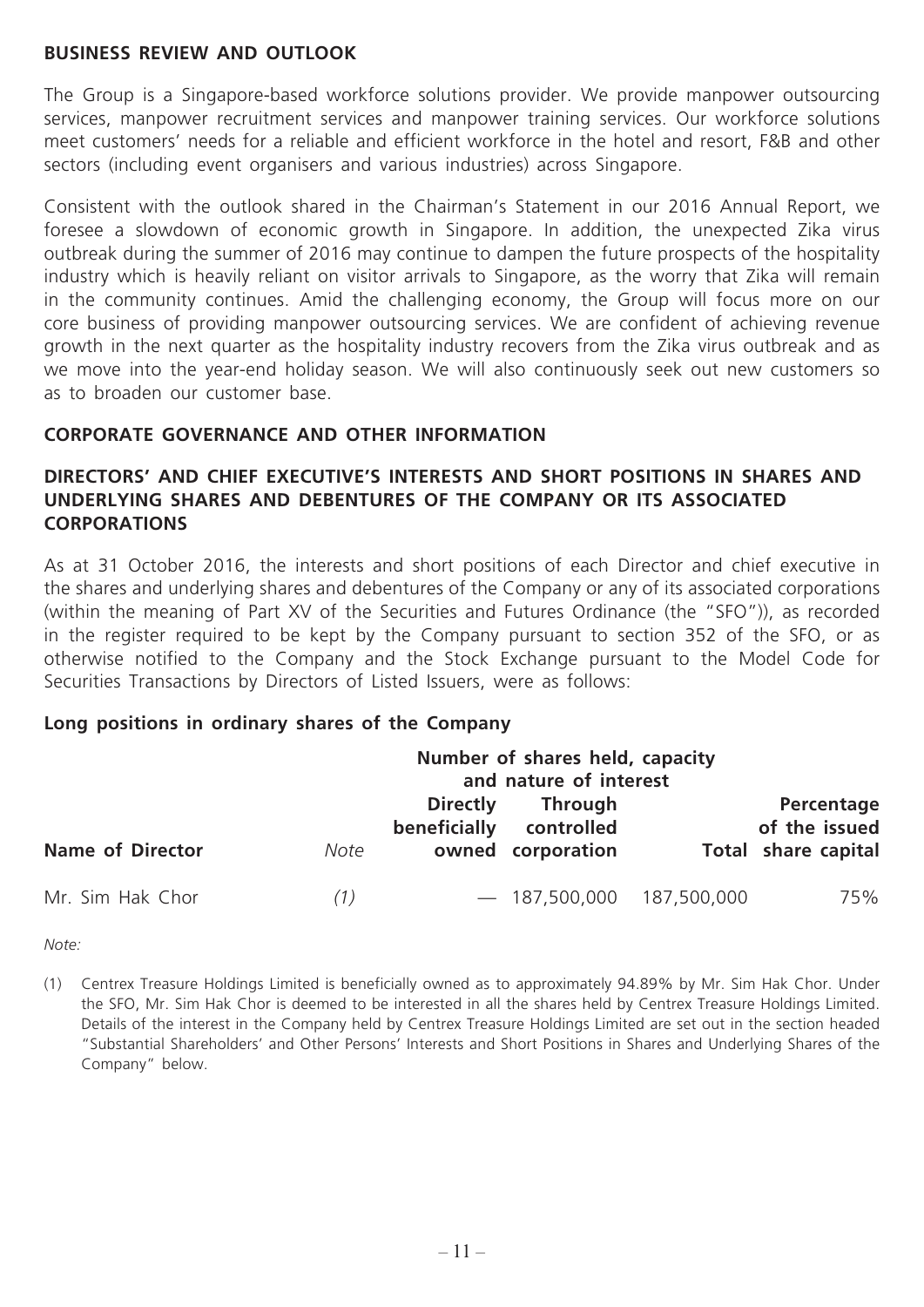## BUSINESS REVIEW AND OUTLOOK

The Group is a Singapore-based workforce solutions provider. We provide manpower outsourcing services, manpower recruitment services and manpower training services. Our workforce solutions meet customers' needs for a reliable and efficient workforce in the hotel and resort, F&B and other sectors (including event organisers and various industries) across Singapore.

Consistent with the outlook shared in the Chairman's Statement in our 2016 Annual Report, we foresee a slowdown of economic growth in Singapore. In addition, the unexpected Zika virus outbreak during the summer of 2016 may continue to dampen the future prospects of the hospitality industry which is heavily reliant on visitor arrivals to Singapore, as the worry that Zika will remain in the community continues. Amid the challenging economy, the Group will focus more on our core business of providing manpower outsourcing services. We are confident of achieving revenue growth in the next quarter as the hospitality industry recovers from the Zika virus outbreak and as we move into the year-end holiday season. We will also continuously seek out new customers so as to broaden our customer base.

## CORPORATE GOVERNANCE AND OTHER INFORMATION

## DIRECTORS' AND CHIEF EXECUTIVE'S INTERESTS AND SHORT POSITIONS IN SHARES AND UNDERLYING SHARES AND DEBENTURES OF THE COMPANY OR ITS ASSOCIATED CORPORATIONS

As at 31 October 2016, the interests and short positions of each Director and chief executive in the shares and underlying shares and debentures of the Company or any of its associated corporations (within the meaning of Part XV of the Securities and Futures Ordinance (the "SFO")), as recorded in the register required to be kept by the Company pursuant to section 352 of the SFO, or as otherwise notified to the Company and the Stock Exchange pursuant to the Model Code for Securities Transactions by Directors of Listed Issuers, were as follows:

### Long positions in ordinary shares of the Company

| Name of Director | *Note* | Number of shares held, capacity and nature of interest: Directly beneficially owned | Through controlled corporation | Total | Percentage of the issued share capital |
|---|---|---|---|---|---|
| Mr. Sim Hak Chor | *(1)* | — | 187,500,000 | 187,500,000 | 75% |

*Note:*

(1) Centrex Treasure Holdings Limited is beneficially owned as to approximately 94.89% by Mr. Sim Hak Chor. Under the SFO, Mr. Sim Hak Chor is deemed to be interested in all the shares held by Centrex Treasure Holdings Limited. Details of the interest in the Company held by Centrex Treasure Holdings Limited are set out in the section headed "Substantial Shareholders' and Other Persons' Interests and Short Positions in Shares and Underlying Shares of the Company" below.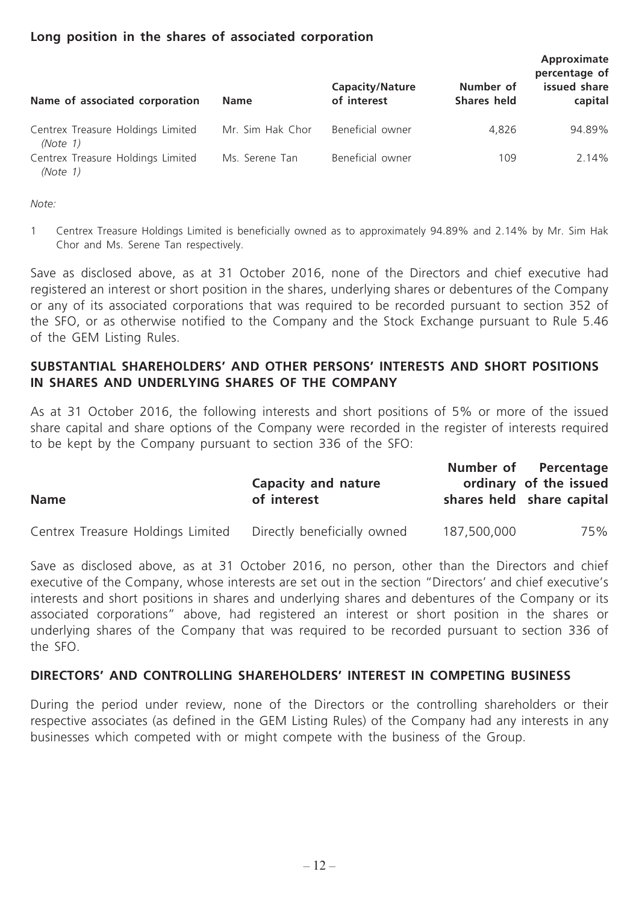### Long position in the shares of associated corporation

| Name of associated corporation | Name | Capacity/Nature of interest | Number of Shares held | Approximate percentage of issued share capital |
|---|---|---|---|---|
| Centrex Treasure Holdings Limited *(Note 1)* | Mr. Sim Hak Chor | Beneficial owner | 4,826 | 94.89% |
| Centrex Treasure Holdings Limited *(Note 1)* | Ms. Serene Tan | Beneficial owner | 109 | 2.14% |

*Note:*

1 Centrex Treasure Holdings Limited is beneficially owned as to approximately 94.89% and 2.14% by Mr. Sim Hak Chor and Ms. Serene Tan respectively.

Save as disclosed above, as at 31 October 2016, none of the Directors and chief executive had registered an interest or short position in the shares, underlying shares or debentures of the Company or any of its associated corporations that was required to be recorded pursuant to section 352 of the SFO, or as otherwise notified to the Company and the Stock Exchange pursuant to Rule 5.46 of the GEM Listing Rules.

## SUBSTANTIAL SHAREHOLDERS' AND OTHER PERSONS' INTERESTS AND SHORT POSITIONS IN SHARES AND UNDERLYING SHARES OF THE COMPANY

As at 31 October 2016, the following interests and short positions of 5% or more of the issued share capital and share options of the Company were recorded in the register of interests required to be kept by the Company pursuant to section 336 of the SFO:

| Name | Capacity and nature of interest | Number of ordinary shares held | Percentage of the issued share capital |
|---|---|---|---|
| Centrex Treasure Holdings Limited | Directly beneficially owned | 187,500,000 | 75% |

Save as disclosed above, as at 31 October 2016, no person, other than the Directors and chief executive of the Company, whose interests are set out in the section "Directors' and chief executive's interests and short positions in shares and underlying shares and debentures of the Company or its associated corporations" above, had registered an interest or short position in the shares or underlying shares of the Company that was required to be recorded pursuant to section 336 of the SFO.

## DIRECTORS' AND CONTROLLING SHAREHOLDERS' INTEREST IN COMPETING BUSINESS

During the period under review, none of the Directors or the controlling shareholders or their respective associates (as defined in the GEM Listing Rules) of the Company had any interests in any businesses which competed with or might compete with the business of the Group.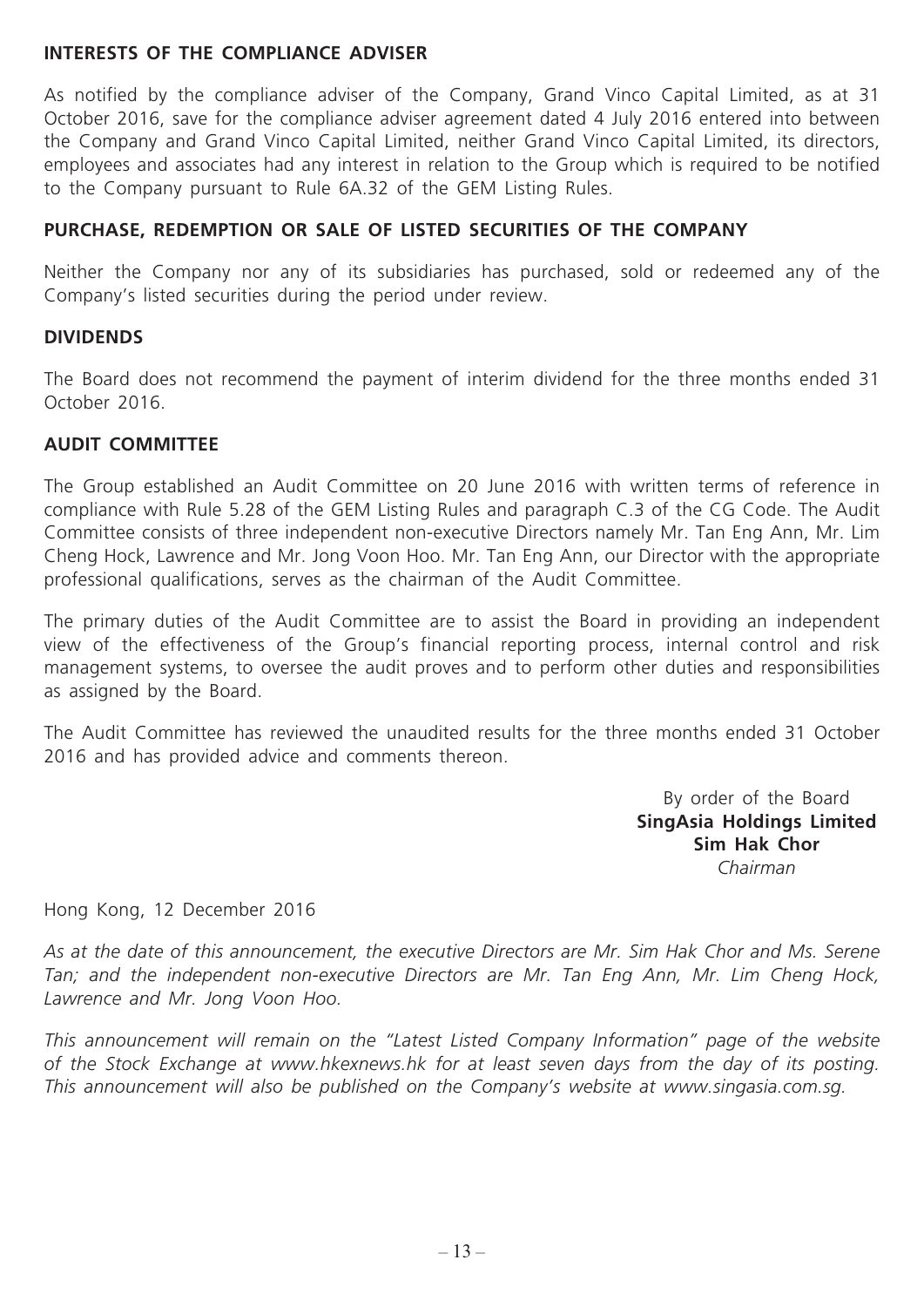## INTERESTS OF THE COMPLIANCE ADVISER

As notified by the compliance adviser of the Company, Grand Vinco Capital Limited, as at 31 October 2016, save for the compliance adviser agreement dated 4 July 2016 entered into between the Company and Grand Vinco Capital Limited, neither Grand Vinco Capital Limited, its directors, employees and associates had any interest in relation to the Group which is required to be notified to the Company pursuant to Rule 6A.32 of the GEM Listing Rules.

## PURCHASE, REDEMPTION OR SALE OF LISTED SECURITIES OF THE COMPANY

Neither the Company nor any of its subsidiaries has purchased, sold or redeemed any of the Company's listed securities during the period under review.

## DIVIDENDS

The Board does not recommend the payment of interim dividend for the three months ended 31 October 2016.

## AUDIT COMMITTEE

The Group established an Audit Committee on 20 June 2016 with written terms of reference in compliance with Rule 5.28 of the GEM Listing Rules and paragraph C.3 of the CG Code. The Audit Committee consists of three independent non-executive Directors namely Mr. Tan Eng Ann, Mr. Lim Cheng Hock, Lawrence and Mr. Jong Voon Hoo. Mr. Tan Eng Ann, our Director with the appropriate professional qualifications, serves as the chairman of the Audit Committee.

The primary duties of the Audit Committee are to assist the Board in providing an independent view of the effectiveness of the Group's financial reporting process, internal control and risk management systems, to oversee the audit proves and to perform other duties and responsibilities as assigned by the Board.

The Audit Committee has reviewed the unaudited results for the three months ended 31 October 2016 and has provided advice and comments thereon.

By order of the Board
**SingAsia Holdings Limited**
**Sim Hak Chor**
*Chairman*

Hong Kong, 12 December 2016

*As at the date of this announcement, the executive Directors are Mr. Sim Hak Chor and Ms. Serene Tan; and the independent non-executive Directors are Mr. Tan Eng Ann, Mr. Lim Cheng Hock, Lawrence and Mr. Jong Voon Hoo.*

*This announcement will remain on the "Latest Listed Company Information" page of the website of the Stock Exchange at www.hkexnews.hk for at least seven days from the day of its posting. This announcement will also be published on the Company's website at www.singasia.com.sg.*